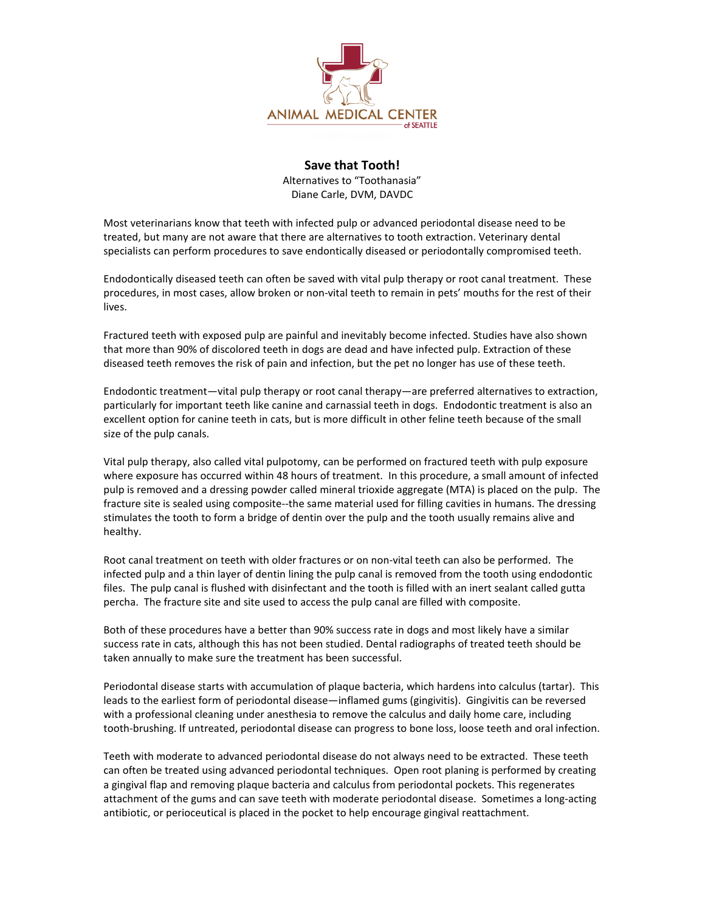ANIMAL MEDICAL CENTER of SEATTLE

# Save that Tooth!

Alternatives to "Toothanasia"
Diane Carle, DVM, DAVDC

Most veterinarians know that teeth with infected pulp or advanced periodontal disease need to be treated, but many are not aware that there are alternatives to tooth extraction. Veterinary dental specialists can perform procedures to save endontically diseased or periodontally compromised teeth.

Endodontically diseased teeth can often be saved with vital pulp therapy or root canal treatment. These procedures, in most cases, allow broken or non-vital teeth to remain in pets' mouths for the rest of their lives.

Fractured teeth with exposed pulp are painful and inevitably become infected. Studies have also shown that more than 90% of discolored teeth in dogs are dead and have infected pulp. Extraction of these diseased teeth removes the risk of pain and infection, but the pet no longer has use of these teeth.

Endodontic treatment—vital pulp therapy or root canal therapy—are preferred alternatives to extraction, particularly for important teeth like canine and carnassial teeth in dogs. Endodontic treatment is also an excellent option for canine teeth in cats, but is more difficult in other feline teeth because of the small size of the pulp canals.

Vital pulp therapy, also called vital pulpotomy, can be performed on fractured teeth with pulp exposure where exposure has occurred within 48 hours of treatment. In this procedure, a small amount of infected pulp is removed and a dressing powder called mineral trioxide aggregate (MTA) is placed on the pulp. The fracture site is sealed using composite--the same material used for filling cavities in humans. The dressing stimulates the tooth to form a bridge of dentin over the pulp and the tooth usually remains alive and healthy.

Root canal treatment on teeth with older fractures or on non-vital teeth can also be performed. The infected pulp and a thin layer of dentin lining the pulp canal is removed from the tooth using endodontic files. The pulp canal is flushed with disinfectant and the tooth is filled with an inert sealant called gutta percha. The fracture site and site used to access the pulp canal are filled with composite.

Both of these procedures have a better than 90% success rate in dogs and most likely have a similar success rate in cats, although this has not been studied. Dental radiographs of treated teeth should be taken annually to make sure the treatment has been successful.

Periodontal disease starts with accumulation of plaque bacteria, which hardens into calculus (tartar). This leads to the earliest form of periodontal disease—inflamed gums (gingivitis). Gingivitis can be reversed with a professional cleaning under anesthesia to remove the calculus and daily home care, including tooth-brushing. If untreated, periodontal disease can progress to bone loss, loose teeth and oral infection.

Teeth with moderate to advanced periodontal disease do not always need to be extracted. These teeth can often be treated using advanced periodontal techniques. Open root planing is performed by creating a gingival flap and removing plaque bacteria and calculus from periodontal pockets. This regenerates attachment of the gums and can save teeth with moderate periodontal disease. Sometimes a long-acting antibiotic, or perioceutical is placed in the pocket to help encourage gingival reattachment.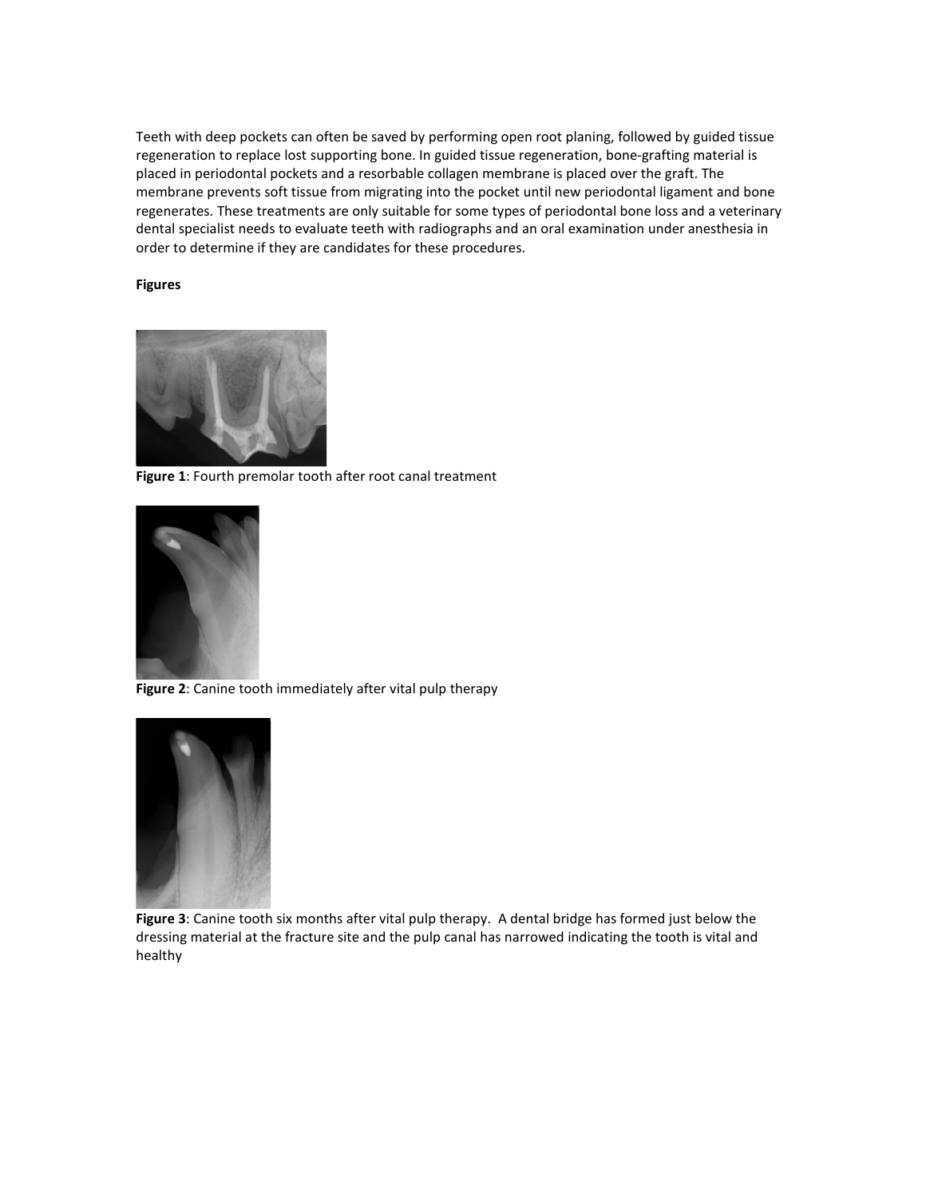Teeth with deep pockets can often be saved by performing open root planing, followed by guided tissue regeneration to replace lost supporting bone. In guided tissue regeneration, bone-grafting material is placed in periodontal pockets and a resorbable collagen membrane is placed over the graft. The membrane prevents soft tissue from migrating into the pocket until new periodontal ligament and bone regenerates. These treatments are only suitable for some types of periodontal bone loss and a veterinary dental specialist needs to evaluate teeth with radiographs and an oral examination under anesthesia in order to determine if they are candidates for these procedures.

**Figures**

**Figure 1**: Fourth premolar tooth after root canal treatment

**Figure 2**: Canine tooth immediately after vital pulp therapy

**Figure 3**: Canine tooth six months after vital pulp therapy. A dental bridge has formed just below the dressing material at the fracture site and the pulp canal has narrowed indicating the tooth is vital and healthy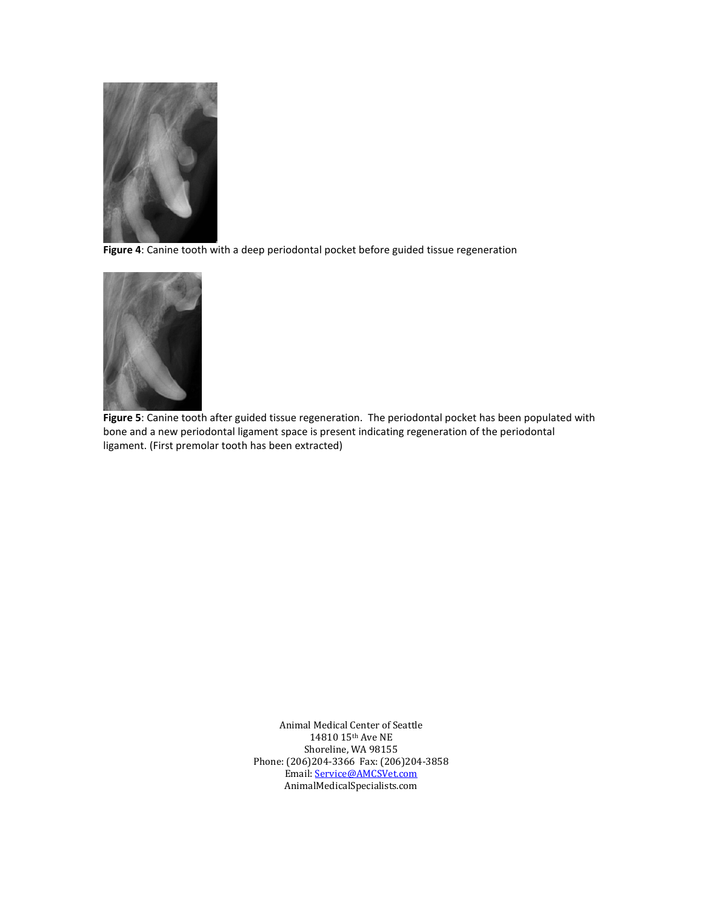**Figure 4**: Canine tooth with a deep periodontal pocket before guided tissue regeneration

**Figure 5**: Canine tooth after guided tissue regeneration. The periodontal pocket has been populated with bone and a new periodontal ligament space is present indicating regeneration of the periodontal ligament. (First premolar tooth has been extracted)

Animal Medical Center of Seattle
14810 15th Ave NE
Shoreline, WA 98155
Phone: (206)204-3366 Fax: (206)204-3858
Email: Service@AMCSVet.com
AnimalMedicalSpecialists.com